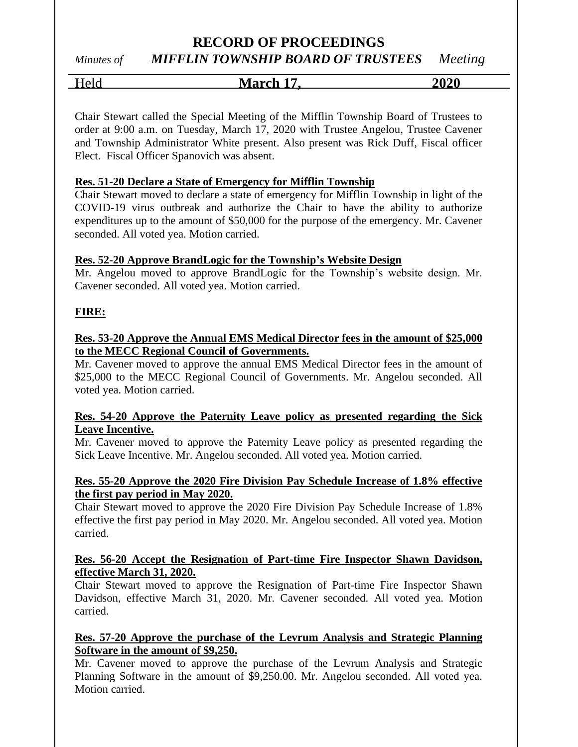# RECORD OF PROCEEDINGS

*Minutes of* ***MIFFLIN TOWNSHIP BOARD OF TRUSTEES*** *Meeting*

Held **March 17, 2020**

Chair Stewart called the Special Meeting of the Mifflin Township Board of Trustees to order at 9:00 a.m. on Tuesday, March 17, 2020 with Trustee Angelou, Trustee Cavener and Township Administrator White present. Also present was Rick Duff, Fiscal officer Elect. Fiscal Officer Spanovich was absent.

**Res. 51-20 Declare a State of Emergency for Mifflin Township**

Chair Stewart moved to declare a state of emergency for Mifflin Township in light of the COVID-19 virus outbreak and authorize the Chair to have the ability to authorize expenditures up to the amount of $50,000 for the purpose of the emergency. Mr. Cavener seconded. All voted yea. Motion carried.

**Res. 52-20 Approve BrandLogic for the Township's Website Design**

Mr. Angelou moved to approve BrandLogic for the Township's website design. Mr. Cavener seconded. All voted yea. Motion carried.

**FIRE:**

**Res. 53-20 Approve the Annual EMS Medical Director fees in the amount of $25,000 to the MECC Regional Council of Governments.**

Mr. Cavener moved to approve the annual EMS Medical Director fees in the amount of $25,000 to the MECC Regional Council of Governments. Mr. Angelou seconded. All voted yea. Motion carried.

**Res. 54-20 Approve the Paternity Leave policy as presented regarding the Sick Leave Incentive.**

Mr. Cavener moved to approve the Paternity Leave policy as presented regarding the Sick Leave Incentive. Mr. Angelou seconded. All voted yea. Motion carried.

**Res. 55-20 Approve the 2020 Fire Division Pay Schedule Increase of 1.8% effective the first pay period in May 2020.**

Chair Stewart moved to approve the 2020 Fire Division Pay Schedule Increase of 1.8% effective the first pay period in May 2020. Mr. Angelou seconded. All voted yea. Motion carried.

**Res. 56-20 Accept the Resignation of Part-time Fire Inspector Shawn Davidson, effective March 31, 2020.**

Chair Stewart moved to approve the Resignation of Part-time Fire Inspector Shawn Davidson, effective March 31, 2020. Mr. Cavener seconded. All voted yea. Motion carried.

**Res. 57-20 Approve the purchase of the Levrum Analysis and Strategic Planning Software in the amount of $9,250.**

Mr. Cavener moved to approve the purchase of the Levrum Analysis and Strategic Planning Software in the amount of $9,250.00. Mr. Angelou seconded. All voted yea. Motion carried.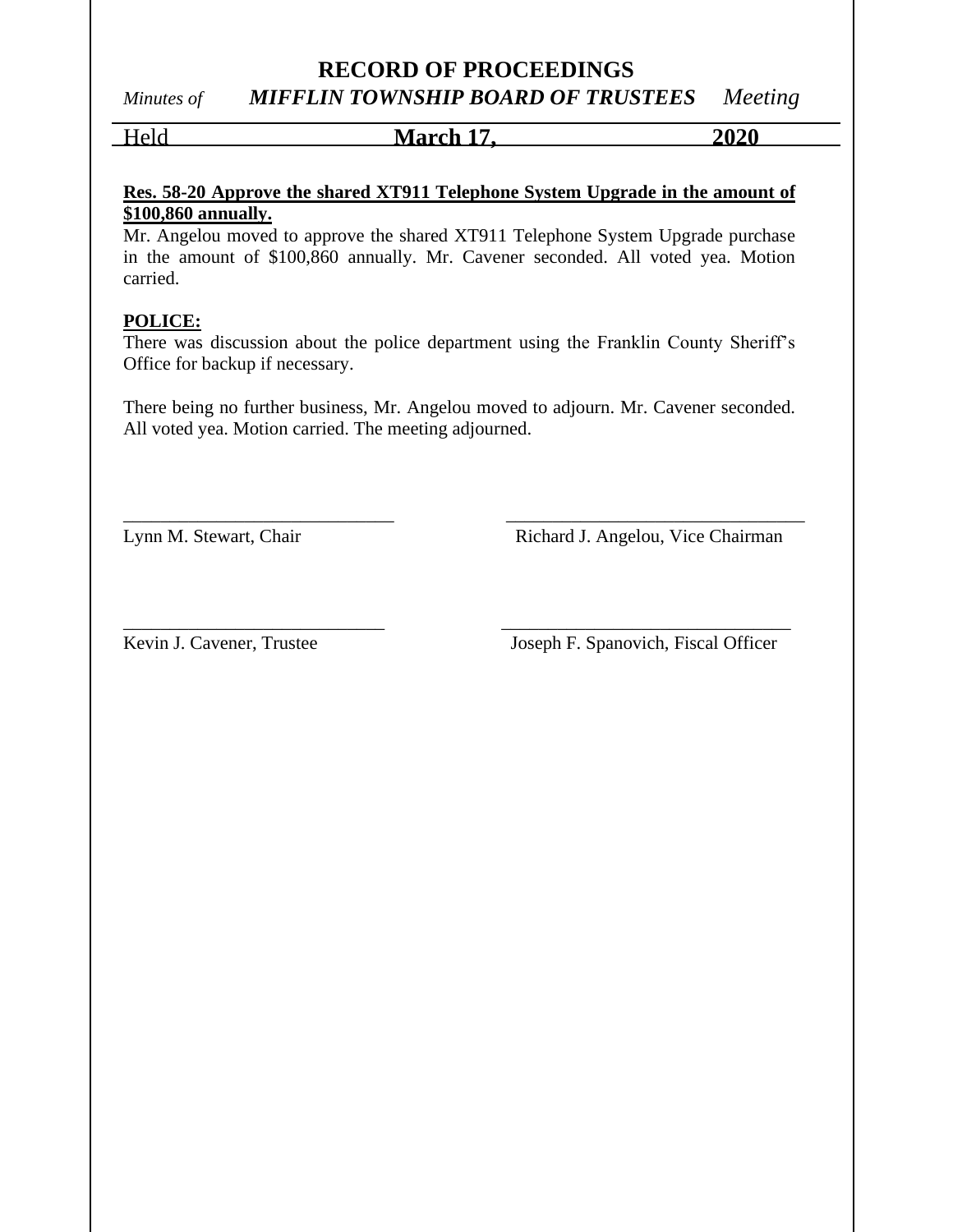**Res. 58-20 Approve the shared XT911 Telephone System Upgrade in the amount of $100,860 annually.**

Mr. Angelou moved to approve the shared XT911 Telephone System Upgrade purchase in the amount of $100,860 annually. Mr. Cavener seconded. All voted yea. Motion carried.

**POLICE:**

There was discussion about the police department using the Franklin County Sheriff's Office for backup if necessary.

There being no further business, Mr. Angelou moved to adjourn. Mr. Cavener seconded. All voted yea. Motion carried. The meeting adjourned.

\_\_\_\_\_\_\_\_\_\_\_\_\_\_\_\_\_\_\_\_\_\_\_\_\_\_\_\_\_\_
Lynn M. Stewart, Chair

\_\_\_\_\_\_\_\_\_\_\_\_\_\_\_\_\_\_\_\_\_\_\_\_\_\_\_\_\_\_
Richard J. Angelou, Vice Chairman

\_\_\_\_\_\_\_\_\_\_\_\_\_\_\_\_\_\_\_\_\_\_\_\_\_\_\_\_\_\_
Kevin J. Cavener, Trustee

\_\_\_\_\_\_\_\_\_\_\_\_\_\_\_\_\_\_\_\_\_\_\_\_\_\_\_\_\_\_
Joseph F. Spanovich, Fiscal Officer